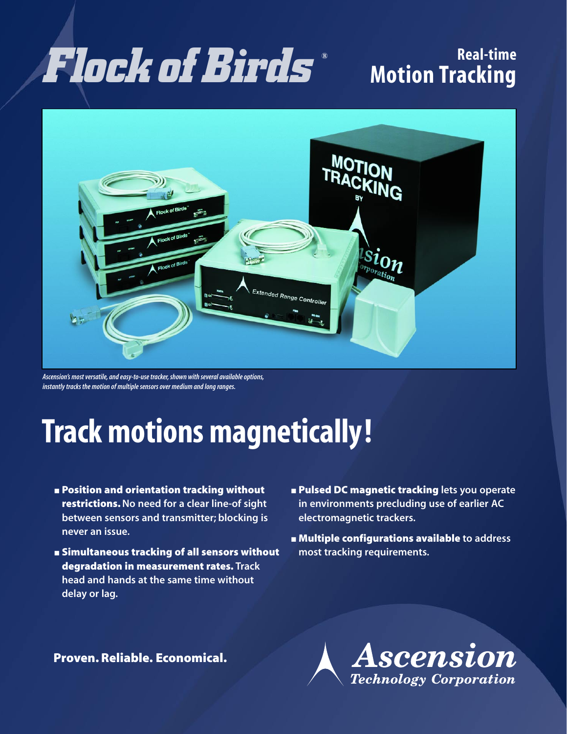# Flock of Birds®

## Real-time Motion Tracking

*Ascension's most versatile, and easy-to-use tracker, shown with several available options, instantly tracks the motion of multiple sensors over medium and long ranges.*

# Track motions magnetically!

- **Position and orientation tracking without restrictions.** No need for a clear line-of sight between sensors and transmitter; blocking is never an issue.
- **Simultaneous tracking of all sensors without degradation in measurement rates.** Track head and hands at the same time without delay or lag.
- **Pulsed DC magnetic tracking** lets you operate in environments precluding use of earlier AC electromagnetic trackers.
- **Multiple configurations available** to address most tracking requirements.

**Proven. Reliable. Economical.**

*Ascension Technology Corporation*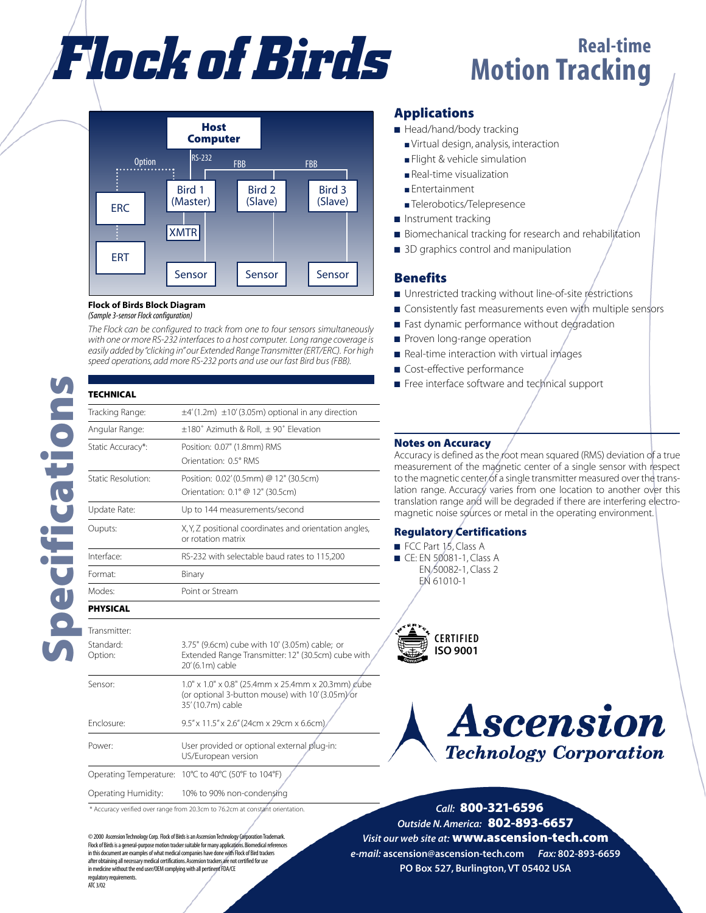# Flock of Birds

## Real-time Motion Tracking

Host Computer

Option

RS-232

FBB

FBB

ERC

Bird 1 (Master)

Bird 2 (Slave)

Bird 3 (Slave)

XMTR

ERT

Sensor

Sensor

Sensor

**Flock of Birds Block Diagram**

*(Sample 3-sensor Flock configuration)*

*The Flock can be configured to track from one to four sensors simultaneously with one or more RS-232 interfaces to a host computer. Long range coverage is easily added by "clicking in" our Extended Range Transmitter (ERT/ERC). For high speed operations, add more RS-232 ports and use our fast Bird bus (FBB).*

## Specifications

| | |
|---|---|
| **TECHNICAL** | |
| Tracking Range: | ±4' (1.2m) ±10' (3.05m) optional in any direction |
| Angular Range: | ±180˚ Azimuth & Roll, ± 90˚ Elevation |
| Static Accuracy*: | Position: 0.07" (1.8mm) RMS<br>Orientation: 0.5° RMS |
| Static Resolution: | Position: 0.02' (0.5mm) @ 12" (30.5cm)<br>Orientation: 0.1° @ 12" (30.5cm) |
| Update Rate: | Up to 144 measurements/second |
| Ouputs: | X, Y, Z positional coordinates and orientation angles, or rotation matrix |
| Interface: | RS-232 with selectable baud rates to 115,200 |
| Format: | Binary |
| Modes: | Point or Stream |
| **PHYSICAL** | |
| Transmitter:<br>Standard:<br>Option: | <br>3.75" (9.6cm) cube with 10' (3.05m) cable; or<br>Extended Range Transmitter: 12" (30.5cm) cube with 20' (6.1m) cable |
| Sensor: | 1.0" x 1.0" x 0.8" (25.4mm x 25.4mm x 20.3mm) cube (or optional 3-button mouse) with 10' (3.05m) or 35' (10.7m) cable |
| Enclosure: | 9.5" x 11.5" x 2.6" (24cm x 29cm x 6.6cm) |
| Power: | User provided or optional external plug-in: US/European version |
| Operating Temperature: | 10°C to 40°C (50°F to 104°F) |
| Operating Humidity: | 10% to 90% non-condensing |

\* Accuracy verified over range from 20.3cm to 76.2cm at constant orientation.

© 2000 Ascension Technology Corp. Flock of Birds is an Ascension Technology Corporation Trademark. Flock of Birds is a general-purpose motion tracker suitable for many applications. Biomedical references in this document are examples of what medical companies have done with Flock of Bird trackers after obtaining all necessary medical certifications. Ascension trackers are not certified for use in medicine without the end user/OEM complying with all pertinent FDA/CE regulatory requirements.
ATC 3/02

## Applications

- Head/hand/body tracking
  - Virtual design, analysis, interaction
  - Flight & vehicle simulation
  - Real-time visualization
  - Entertainment
  - Telerobotics/Telepresence
- Instrument tracking
- Biomechanical tracking for research and rehabilitation
- 3D graphics control and manipulation

## Benefits

- Unrestricted tracking without line-of-site restrictions
- Consistently fast measurements even with multiple sensors
- Fast dynamic performance without degradation
- Proven long-range operation
- Real-time interaction with virtual images
- Cost-effective performance
- Free interface software and technical support

### Notes on Accuracy

Accuracy is defined as the root mean squared (RMS) deviation of a true measurement of the magnetic center of a single sensor with respect to the magnetic center of a single transmitter measured over the translation range. Accuracy varies from one location to another over this translation range and will be degraded if there are interfering electromagnetic noise sources or metal in the operating environment.

### Regulatory Certifications

- FCC Part 15, Class A
- CE: EN 50081-1, Class A
  EN 50082-1, Class 2
  EN 61010-1

CERTIFIED ISO 9001

**Ascension Technology Corporation**

*Call:* **800-321-6596**

*Outside N. America:* **802-893-6657**

*Visit our web site at:* **www.ascension-tech.com**

*e-mail:* **ascension@ascension-tech.com** *Fax:* **802-893-6659**

**PO Box 527, Burlington, VT 05402 USA**